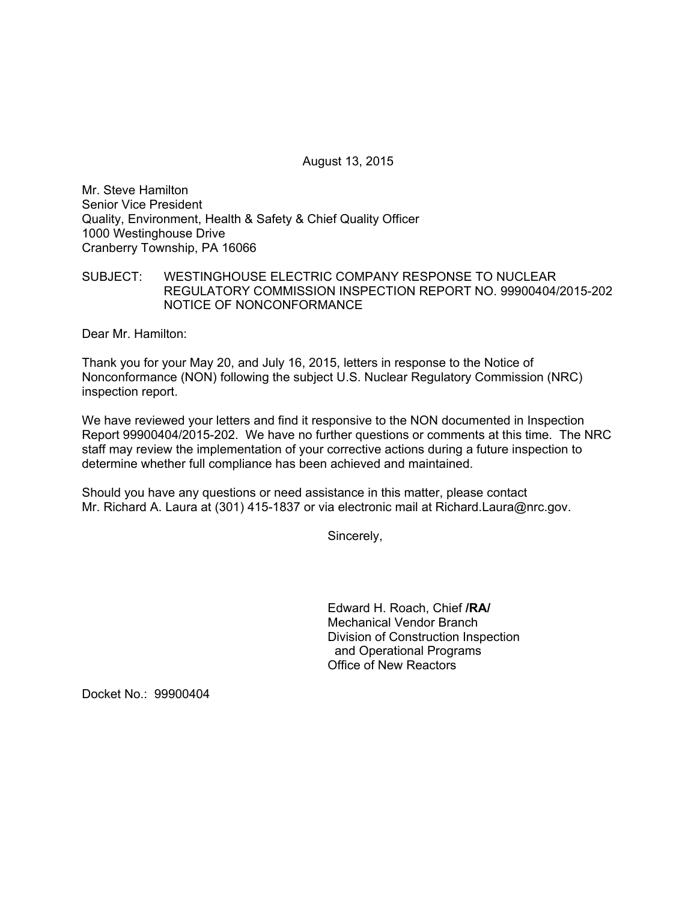August 13, 2015

Mr. Steve Hamilton
Senior Vice President
Quality, Environment, Health & Safety & Chief Quality Officer
1000 Westinghouse Drive
Cranberry Township, PA 16066

SUBJECT: WESTINGHOUSE ELECTRIC COMPANY RESPONSE TO NUCLEAR REGULATORY COMMISSION INSPECTION REPORT NO. 99900404/2015-202 NOTICE OF NONCONFORMANCE

Dear Mr. Hamilton:

Thank you for your May 20, and July 16, 2015, letters in response to the Notice of Nonconformance (NON) following the subject U.S. Nuclear Regulatory Commission (NRC) inspection report.

We have reviewed your letters and find it responsive to the NON documented in Inspection Report 99900404/2015-202. We have no further questions or comments at this time. The NRC staff may review the implementation of your corrective actions during a future inspection to determine whether full compliance has been achieved and maintained.

Should you have any questions or need assistance in this matter, please contact Mr. Richard A. Laura at (301) 415-1837 or via electronic mail at Richard.Laura@nrc.gov.

Sincerely,

Edward H. Roach, Chief **/RA/**
Mechanical Vendor Branch
Division of Construction Inspection
and Operational Programs
Office of New Reactors

Docket No.: 99900404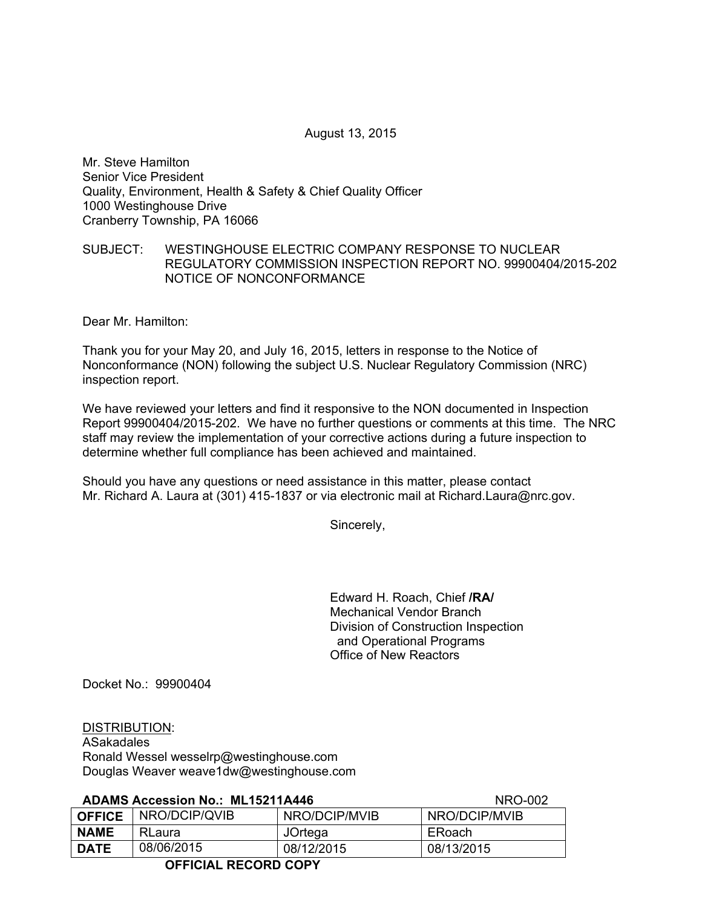August 13, 2015

Mr. Steve Hamilton
Senior Vice President
Quality, Environment, Health & Safety & Chief Quality Officer
1000 Westinghouse Drive
Cranberry Township, PA 16066

SUBJECT: WESTINGHOUSE ELECTRIC COMPANY RESPONSE TO NUCLEAR REGULATORY COMMISSION INSPECTION REPORT NO. 99900404/2015-202 NOTICE OF NONCONFORMANCE

Dear Mr. Hamilton:

Thank you for your May 20, and July 16, 2015, letters in response to the Notice of Nonconformance (NON) following the subject U.S. Nuclear Regulatory Commission (NRC) inspection report.

We have reviewed your letters and find it responsive to the NON documented in Inspection Report 99900404/2015-202. We have no further questions or comments at this time. The NRC staff may review the implementation of your corrective actions during a future inspection to determine whether full compliance has been achieved and maintained.

Should you have any questions or need assistance in this matter, please contact Mr. Richard A. Laura at (301) 415-1837 or via electronic mail at Richard.Laura@nrc.gov.

Sincerely,

Edward H. Roach, Chief **/RA/**
Mechanical Vendor Branch
Division of Construction Inspection
and Operational Programs
Office of New Reactors

Docket No.: 99900404

DISTRIBUTION:
ASakadales
Ronald Wessel wesselrp@westinghouse.com
Douglas Weaver weave1dw@westinghouse.com

**ADAMS Accession No.: ML15211A446** NRO-002

| | | | |
|---|---|---|---|
| **OFFICE** | NRO/DCIP/QVIB | NRO/DCIP/MVIB | NRO/DCIP/MVIB |
| **NAME** | RLaura | JOrtega | ERoach |
| **DATE** | 08/06/2015 | 08/12/2015 | 08/13/2015 |

**OFFICIAL RECORD COPY**